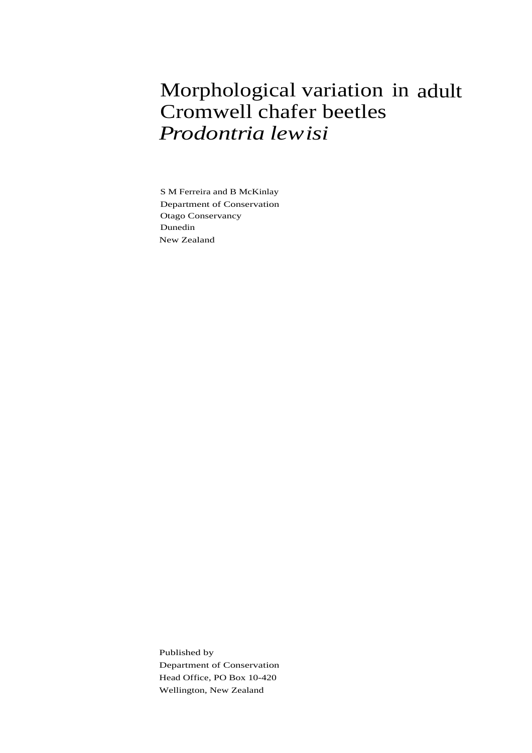# Morphological variation in adult Cromwell chafer beetles *Prodontria lewisi*

S M Ferreira and B McKinlay
Department of Conservation
Otago Conservancy
Dunedin
New Zealand

Published by
Department of Conservation
Head Office, PO Box 10-420
Wellington, New Zealand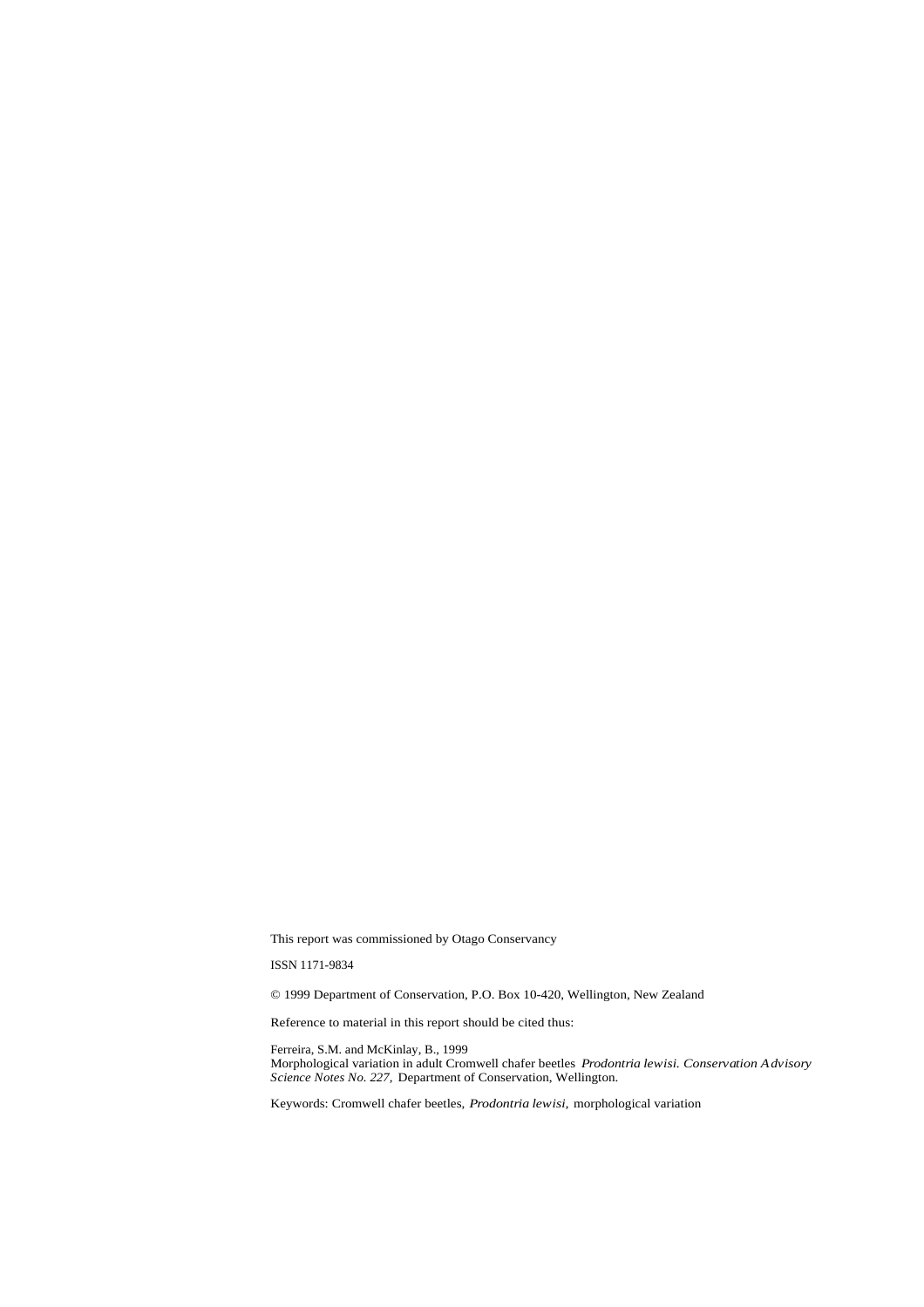This report was commissioned by Otago Conservancy

ISSN 1171-9834

© 1999 Department of Conservation, P.O. Box 10-420, Wellington, New Zealand

Reference to material in this report should be cited thus:

Ferreira, S.M. and McKinlay, B., 1999
Morphological variation in adult Cromwell chafer beetles *Prodontria lewisi. Conservation Advisory Science Notes No. 227,* Department of Conservation, Wellington.

Keywords: Cromwell chafer beetles, *Prodontria lewisi,* morphological variation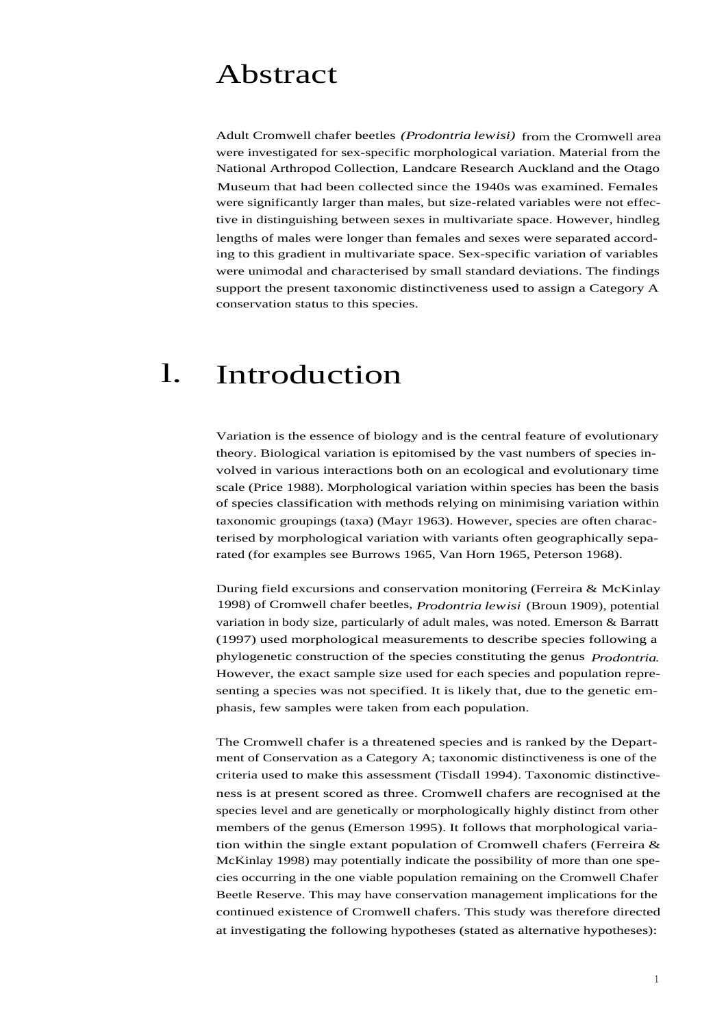# Abstract

Adult Cromwell chafer beetles *(Prodontria lewisi)* from the Cromwell area were investigated for sex-specific morphological variation. Material from the National Arthropod Collection, Landcare Research Auckland and the Otago Museum that had been collected since the 1940s was examined. Females were significantly larger than males, but size-related variables were not effective in distinguishing between sexes in multivariate space. However, hindleg lengths of males were longer than females and sexes were separated according to this gradient in multivariate space. Sex-specific variation of variables were unimodal and characterised by small standard deviations. The findings support the present taxonomic distinctiveness used to assign a Category A conservation status to this species.

# 1. Introduction

Variation is the essence of biology and is the central feature of evolutionary theory. Biological variation is epitomised by the vast numbers of species involved in various interactions both on an ecological and evolutionary time scale (Price 1988). Morphological variation within species has been the basis of species classification with methods relying on minimising variation within taxonomic groupings (taxa) (Mayr 1963). However, species are often characterised by morphological variation with variants often geographically separated (for examples see Burrows 1965, Van Horn 1965, Peterson 1968).

During field excursions and conservation monitoring (Ferreira & McKinlay 1998) of Cromwell chafer beetles, *Prodontria lewisi* (Broun 1909), potential variation in body size, particularly of adult males, was noted. Emerson & Barratt (1997) used morphological measurements to describe species following a phylogenetic construction of the species constituting the genus *Prodontria*. However, the exact sample size used for each species and population representing a species was not specified. It is likely that, due to the genetic emphasis, few samples were taken from each population.

The Cromwell chafer is a threatened species and is ranked by the Department of Conservation as a Category A; taxonomic distinctiveness is one of the criteria used to make this assessment (Tisdall 1994). Taxonomic distinctiveness is at present scored as three. Cromwell chafers are recognised at the species level and are genetically or morphologically highly distinct from other members of the genus (Emerson 1995). It follows that morphological variation within the single extant population of Cromwell chafers (Ferreira & McKinlay 1998) may potentially indicate the possibility of more than one species occurring in the one viable population remaining on the Cromwell Chafer Beetle Reserve. This may have conservation management implications for the continued existence of Cromwell chafers. This study was therefore directed at investigating the following hypotheses (stated as alternative hypotheses):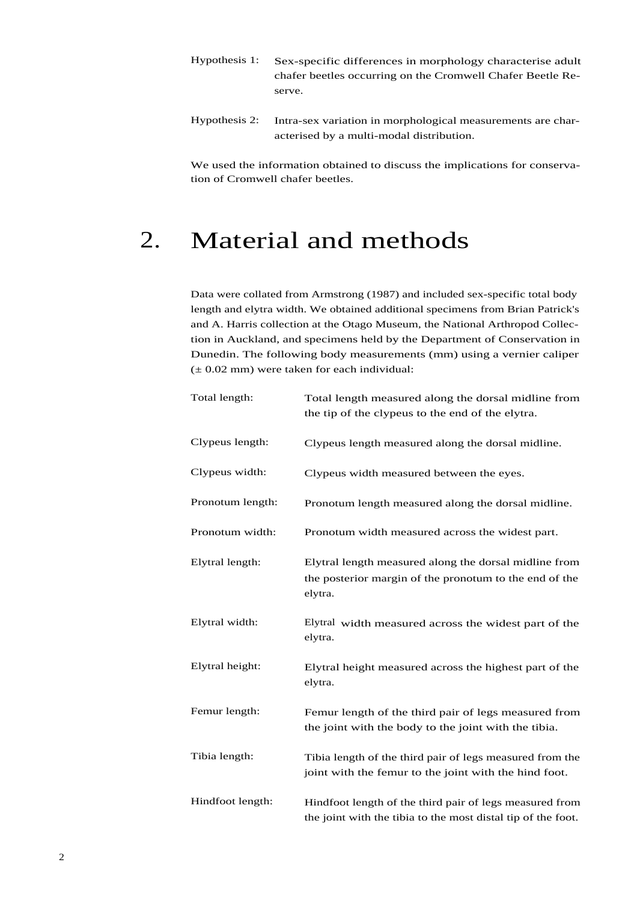Hypothesis 1: Sex-specific differences in morphology characterise adult chafer beetles occurring on the Cromwell Chafer Beetle Reserve.

Hypothesis 2: Intra-sex variation in morphological measurements are characterised by a multi-modal distribution.

We used the information obtained to discuss the implications for conservation of Cromwell chafer beetles.

# 2. Material and methods

Data were collated from Armstrong (1987) and included sex-specific total body length and elytra width. We obtained additional specimens from Brian Patrick's and A. Harris collection at the Otago Museum, the National Arthropod Collection in Auckland, and specimens held by the Department of Conservation in Dunedin. The following body measurements (mm) using a vernier caliper (± 0.02 mm) were taken for each individual:

Total length: Total length measured along the dorsal midline from the tip of the clypeus to the end of the elytra.

Clypeus length: Clypeus length measured along the dorsal midline.

Clypeus width: Clypeus width measured between the eyes.

Pronotum length: Pronotum length measured along the dorsal midline.

Pronotum width: Pronotum width measured across the widest part.

Elytral length: Elytral length measured along the dorsal midline from the posterior margin of the pronotum to the end of the elytra.

Elytral width: Elytral width measured across the widest part of the elytra.

Elytral height: Elytral height measured across the highest part of the elytra.

Femur length: Femur length of the third pair of legs measured from the joint with the body to the joint with the tibia.

Tibia length: Tibia length of the third pair of legs measured from the joint with the femur to the joint with the hind foot.

Hindfoot length: Hindfoot length of the third pair of legs measured from the joint with the tibia to the most distal tip of the foot.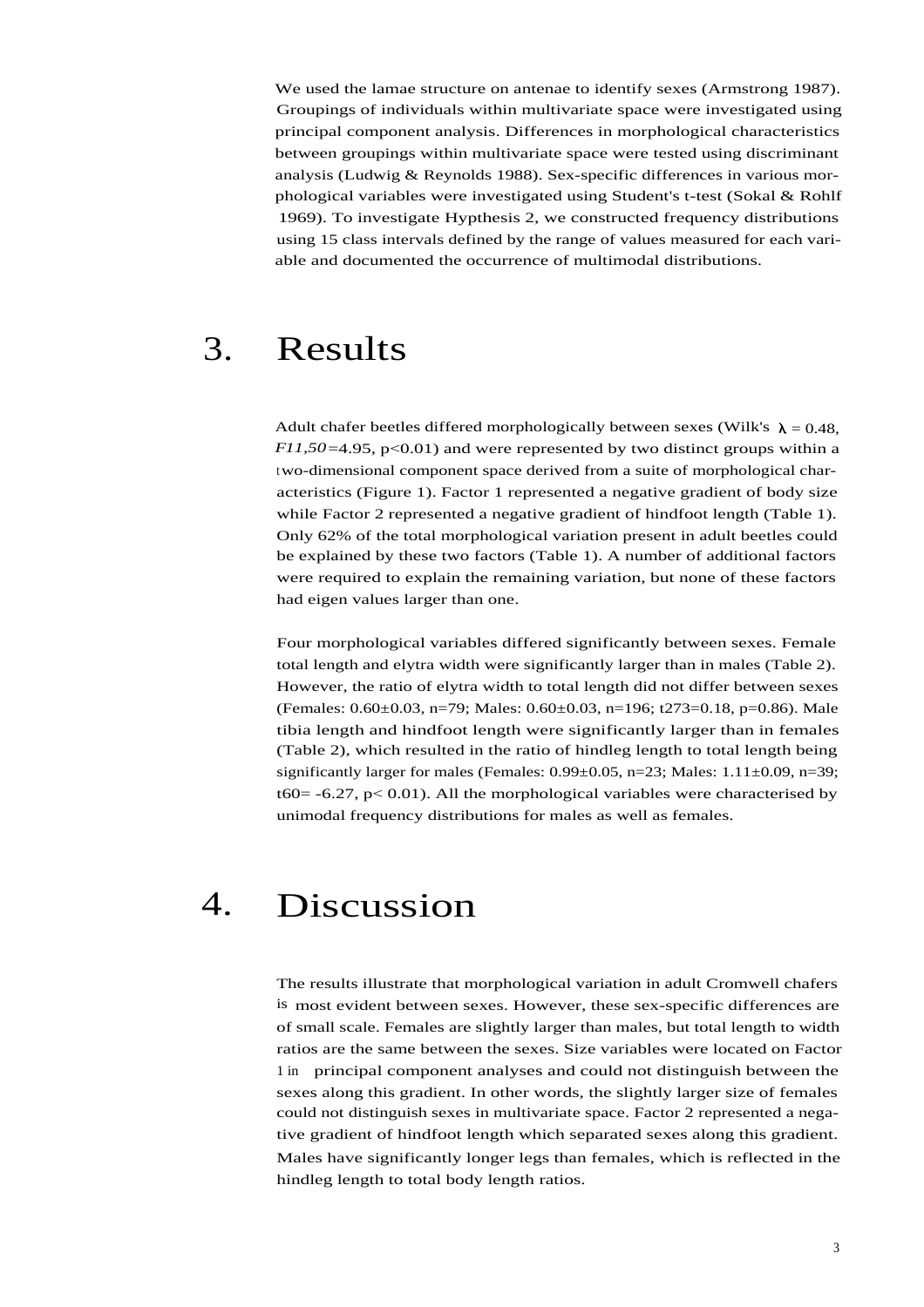We used the lamae structure on antenae to identify sexes (Armstrong 1987). Groupings of individuals within multivariate space were investigated using principal component analysis. Differences in morphological characteristics between groupings within multivariate space were tested using discriminant analysis (Ludwig & Reynolds 1988). Sex-specific differences in various morphological variables were investigated using Student's t-test (Sokal & Rohlf 1969). To investigate Hypthesis 2, we constructed frequency distributions using 15 class intervals defined by the range of values measured for each variable and documented the occurrence of multimodal distributions.

# 3. Results

Adult chafer beetles differed morphologically between sexes (Wilk's $\lambda = 0.48$, $F_{11,50} = 4.95$, $p < 0.01$) and were represented by two distinct groups within a two-dimensional component space derived from a suite of morphological characteristics (Figure 1). Factor 1 represented a negative gradient of body size while Factor 2 represented a negative gradient of hindfoot length (Table 1). Only 62% of the total morphological variation present in adult beetles could be explained by these two factors (Table 1). A number of additional factors were required to explain the remaining variation, but none of these factors had eigen values larger than one.

Four morphological variables differed significantly between sexes. Female total length and elytra width were significantly larger than in males (Table 2). However, the ratio of elytra width to total length did not differ between sexes (Females: 0.60±0.03, n=79; Males: 0.60±0.03, n=196; $t_{273} = 0.18$, $p = 0.86$). Male tibia length and hindfoot length were significantly larger than in females (Table 2), which resulted in the ratio of hindleg length to total length being significantly larger for males (Females: 0.99±0.05, n=23; Males: 1.11±0.09, n=39; $t_{60} = -6.27$, $p < 0.01$). All the morphological variables were characterised by unimodal frequency distributions for males as well as females.

# 4. Discussion

The results illustrate that morphological variation in adult Cromwell chafers is most evident between sexes. However, these sex-specific differences are of small scale. Females are slightly larger than males, but total length to width ratios are the same between the sexes. Size variables were located on Factor 1 in principal component analyses and could not distinguish between the sexes along this gradient. In other words, the slightly larger size of females could not distinguish sexes in multivariate space. Factor 2 represented a negative gradient of hindfoot length which separated sexes along this gradient. Males have significantly longer legs than females, which is reflected in the hindleg length to total body length ratios.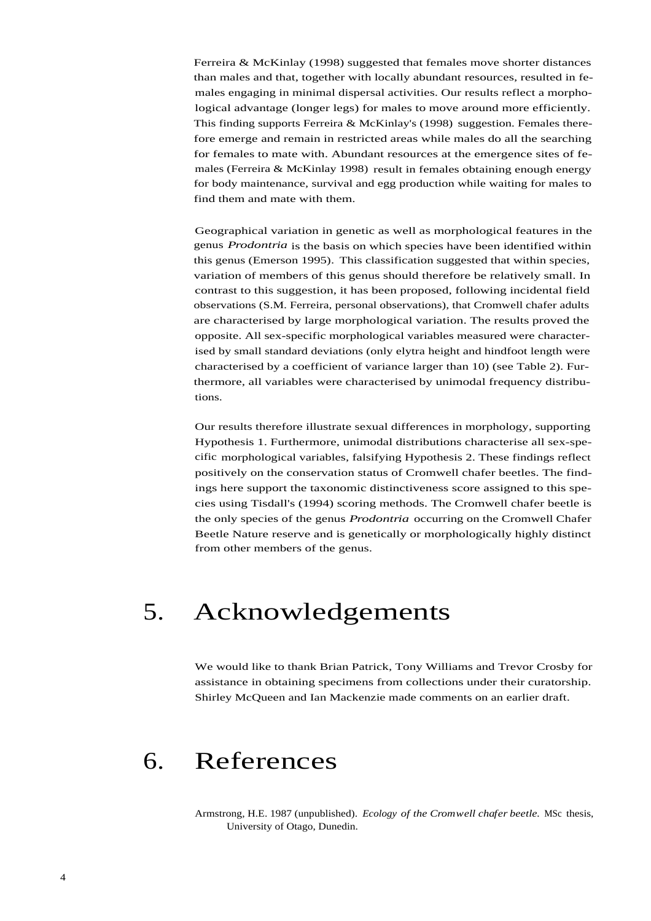Ferreira & McKinlay (1998) suggested that females move shorter distances than males and that, together with locally abundant resources, resulted in females engaging in minimal dispersal activities. Our results reflect a morphological advantage (longer legs) for males to move around more efficiently. This finding supports Ferreira & McKinlay's (1998) suggestion. Females therefore emerge and remain in restricted areas while males do all the searching for females to mate with. Abundant resources at the emergence sites of females (Ferreira & McKinlay 1998) result in females obtaining enough energy for body maintenance, survival and egg production while waiting for males to find them and mate with them.

Geographical variation in genetic as well as morphological features in the genus *Prodontria* is the basis on which species have been identified within this genus (Emerson 1995). This classification suggested that within species, variation of members of this genus should therefore be relatively small. In contrast to this suggestion, it has been proposed, following incidental field observations (S.M. Ferreira, personal observations), that Cromwell chafer adults are characterised by large morphological variation. The results proved the opposite. All sex-specific morphological variables measured were characterised by small standard deviations (only elytra height and hindfoot length were characterised by a coefficient of variance larger than 10) (see Table 2). Furthermore, all variables were characterised by unimodal frequency distributions.

Our results therefore illustrate sexual differences in morphology, supporting Hypothesis 1. Furthermore, unimodal distributions characterise all sex-specific morphological variables, falsifying Hypothesis 2. These findings reflect positively on the conservation status of Cromwell chafer beetles. The findings here support the taxonomic distinctiveness score assigned to this species using Tisdall's (1994) scoring methods. The Cromwell chafer beetle is the only species of the genus *Prodontria* occurring on the Cromwell Chafer Beetle Nature reserve and is genetically or morphologically highly distinct from other members of the genus.

# 5. Acknowledgements

We would like to thank Brian Patrick, Tony Williams and Trevor Crosby for assistance in obtaining specimens from collections under their curatorship. Shirley McQueen and Ian Mackenzie made comments on an earlier draft.

# 6. References

Armstrong, H.E. 1987 (unpublished). *Ecology of the Cromwell chafer beetle.* MSc thesis, University of Otago, Dunedin.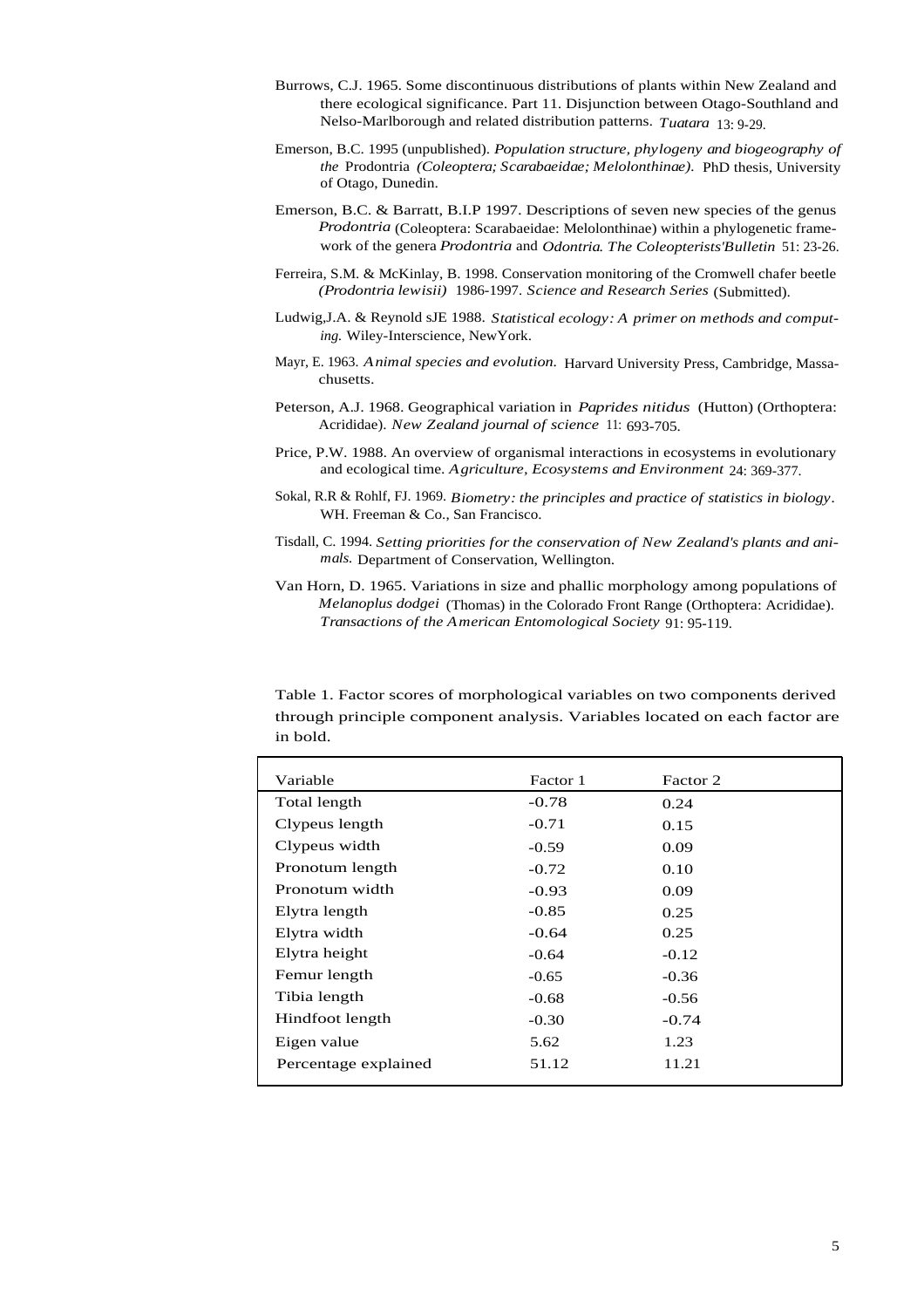Burrows, C.J. 1965. Some discontinuous distributions of plants within New Zealand and there ecological significance. Part 11. Disjunction between Otago-Southland and Nelso-Marlborough and related distribution patterns. *Tuatara* 13: 9-29.

Emerson, B.C. 1995 (unpublished). *Population structure, phylogeny and biogeography of the* Prodontria *(Coleoptera; Scarabaeidae; Melolonthinae).* PhD thesis, University of Otago, Dunedin.

Emerson, B.C. & Barratt, B.I.P 1997. Descriptions of seven new species of the genus *Prodontria* (Coleoptera: Scarabaeidae: Melolonthinae) within a phylogenetic framework of the genera *Prodontria* and *Odontria. The Coleopterists'Bulletin* 51: 23-26.

Ferreira, S.M. & McKinlay, B. 1998. Conservation monitoring of the Cromwell chafer beetle *(Prodontria lewisii)* 1986-1997. *Science and Research Series* (Submitted).

Ludwig,J.A. & Reynold sJE 1988. *Statistical ecology: A primer on methods and computing.* Wiley-Interscience, NewYork.

Mayr, E. 1963. *Animal species and evolution.* Harvard University Press, Cambridge, Massachusetts.

Peterson, A.J. 1968. Geographical variation in *Paprides nitidus* (Hutton) (Orthoptera: Acrididae). *New Zealand journal of science* 11: 693-705.

Price, P.W. 1988. An overview of organismal interactions in ecosystems in evolutionary and ecological time. *Agriculture, Ecosystems and Environment* 24: 369-377.

Sokal, R.R & Rohlf, FJ. 1969. *Biometry: the principles and practice of statistics in biology*. WH. Freeman & Co., San Francisco.

Tisdall, C. 1994. *Setting priorities for the conservation of New Zealand's plants and animals.* Department of Conservation, Wellington.

Van Horn, D. 1965. Variations in size and phallic morphology among populations of *Melanoplus dodgei* (Thomas) in the Colorado Front Range (Orthoptera: Acrididae). *Transactions of the American Entomological Society* 91: 95-119.

Table 1. Factor scores of morphological variables on two components derived through principle component analysis. Variables located on each factor are in bold.

| Variable | Factor 1 | Factor 2 |
|---|---|---|
| Total length | -0.78 | 0.24 |
| Clypeus length | -0.71 | 0.15 |
| Clypeus width | -0.59 | 0.09 |
| Pronotum length | -0.72 | 0.10 |
| Pronotum width | -0.93 | 0.09 |
| Elytra length | -0.85 | 0.25 |
| Elytra width | -0.64 | 0.25 |
| Elytra height | -0.64 | -0.12 |
| Femur length | -0.65 | -0.36 |
| Tibia length | -0.68 | -0.56 |
| Hindfoot length | -0.30 | -0.74 |
| Eigen value | 5.62 | 1.23 |
| Percentage explained | 51.12 | 11.21 |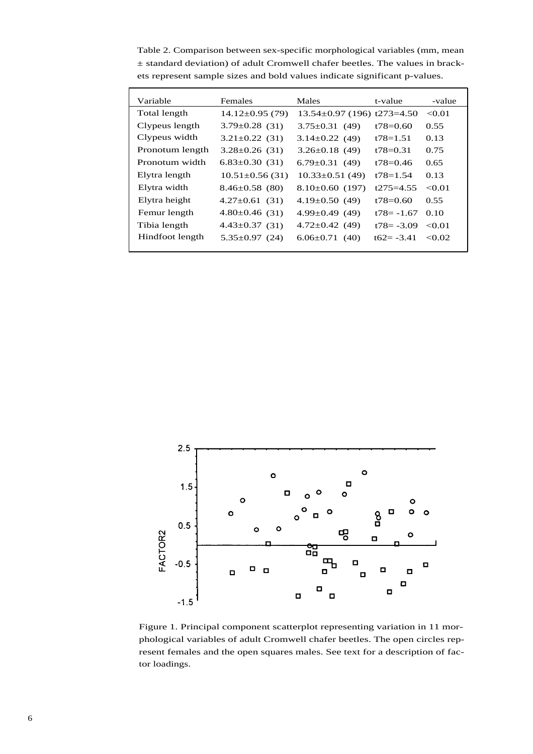Table 2. Comparison between sex-specific morphological variables (mm, mean ± standard deviation) of adult Cromwell chafer beetles. The values in brackets represent sample sizes and bold values indicate significant p-values.

| Variable | Females | Males | t-value | -value |
|---|---|---|---|---|
| Total length | 14.12±0.95 (79) | 13.54±0.97 (196) | $t_{273}$=4.50 | <0.01 |
| Clypeus length | 3.79±0.28 (31) | 3.75±0.31 (49) | $t_{78}$=0.60 | 0.55 |
| Clypeus width | 3.21±0.22 (31) | 3.14±0.22 (49) | $t_{78}$=1.51 | 0.13 |
| Pronotum length | 3.28±0.26 (31) | 3.26±0.18 (49) | $t_{78}$=0.31 | 0.75 |
| Pronotum width | 6.83±0.30 (31) | 6.79±0.31 (49) | $t_{78}$=0.46 | 0.65 |
| Elytra length | 10.51±0.56 (31) | 10.33±0.51 (49) | $t_{78}$=1.54 | 0.13 |
| Elytra width | 8.46±0.58 (80) | 8.10±0.60 (197) | $t_{275}$=4.55 | <0.01 |
| Elytra height | 4.27±0.61 (31) | 4.19±0.50 (49) | $t_{78}$=0.60 | 0.55 |
| Femur length | 4.80±0.46 (31) | 4.99±0.49 (49) | $t_{78}$= -1.67 | 0.10 |
| Tibia length | 4.43±0.37 (31) | 4.72±0.42 (49) | $t_{78}$= -3.09 | <0.01 |
| Hindfoot length | 5.35±0.97 (24) | 6.06±0.71 (40) | $t_{62}$= -3.41 | <0.02 |

2.5
1.5
0.5
-0.5
-1.5
FACTOR2

Figure 1. Principal component scatterplot representing variation in 11 morphological variables of adult Cromwell chafer beetles. The open circles represent females and the open squares males. See text for a description of factor loadings.